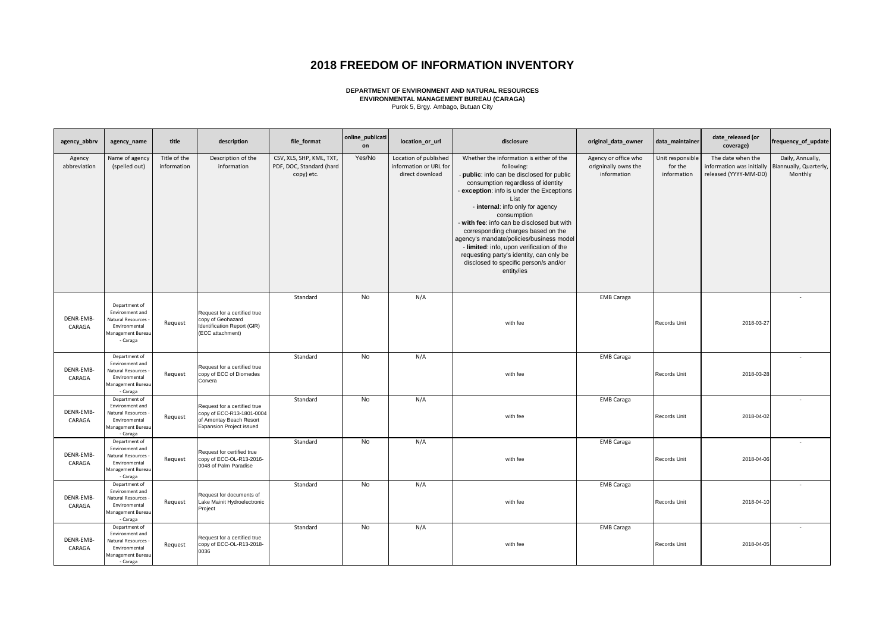# 2018 FREEDOM OF INFORMATION INVENTORY

**DEPARTMENT OF ENVIRONMENT AND NATURAL RESOURCES**
**ENVIRONMENTAL MANAGEMENT BUREAU (CARAGA)**
Purok 5, Brgy. Ambago, Butuan City

| agency_abbrv | agency_name | title | description | file_format | online_publication | location_or_url | disclosure | original_data_owner | data_maintainer | date_released (or coverage) | frequency_of_update |
|---|---|---|---|---|---|---|---|---|---|---|---|
| Agency abbreviation | Name of agency (spelled out) | Title of the information | Description of the information | CSV, XLS, SHP, KML, TXT, PDF, DOC, Standard (hard copy) etc. | Yes/No | Location of published information or URL for direct download | Whether the information is either of the following: - **public**: info can be disclosed for public consumption regardless of identity - **exception**: info is under the Exceptions List - **internal**: info only for agency consumption - **with fee**: info can be disclosed but with corresponding charges based on the agency's mandate/policies/business model - **limited**: info, upon verification of the requesting party's identity, can only be disclosed to specific person/s and/or entity/ies | Agency or office who origninally owns the information | Unit responsible for the information | The date when the information was initially released (YYYY-MM-DD) | Daily, Annually, Biannually, Quarterly, Monthly |
| DENR-EMB-CARAGA | Department of Environment and Natural Resources - Environmental Management Bureau - Caraga | Request | Request for a certified true copy of Geohazard Identification Report (GIR) (ECC attachment) | Standard | No | N/A | with fee | EMB Caraga | Records Unit | 2018-03-27 | - |
| DENR-EMB-CARAGA | Department of Environment and Natural Resources - Environmental Management Bureau - Caraga | Request | Request for a certified true copy of ECC of Diomedes Corvera | Standard | No | N/A | with fee | EMB Caraga | Records Unit | 2018-03-28 | - |
| DENR-EMB-CARAGA | Department of Environment and Natural Resources - Environmental Management Bureau - Caraga | Request | Request for a certified true copy of ECC-R13-1801-0004 of Amontay Beach Resort Expansion Project issued | Standard | No | N/A | with fee | EMB Caraga | Records Unit | 2018-04-02 | - |
| DENR-EMB-CARAGA | Department of Environment and Natural Resources - Environmental Management Bureau - Caraga | Request | Request for certified true copy of ECC-OL-R13-2016-0048 of Palm Paradise | Standard | No | N/A | with fee | EMB Caraga | Records Unit | 2018-04-06 | - |
| DENR-EMB-CARAGA | Department of Environment and Natural Resources - Environmental Management Bureau - Caraga | Request | Request for documents of Lake Mainit Hydroelectronic Project | Standard | No | N/A | with fee | EMB Caraga | Records Unit | 2018-04-10 | - |
| DENR-EMB-CARAGA | Department of Environment and Natural Resources - Environmental Management Bureau - Caraga | Request | Request for a certified true copy of ECC-OL-R13-2018-0036 | Standard | No | N/A | with fee | EMB Caraga | Records Unit | 2018-04-05 | - |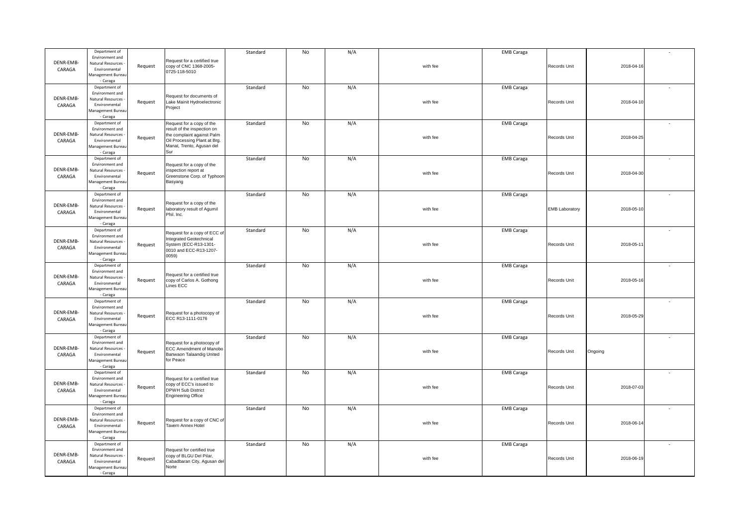| | | | | | | | | | | | |
|---|---|---|---|---|---|---|---|---|---|---|---|
| DENR-EMB-CARAGA | Department of Environment and Natural Resources - Environmental Management Bureau - Caraga | Request | Request for a certified true copy of CNC 1368-2005-0725-118-5010 | Standard | No | N/A | with fee | EMB Caraga | Records Unit | 2018-04-16 | - |
| DENR-EMB-CARAGA | Department of Environment and Natural Resources - Environmental Management Bureau - Caraga | Request | Request for documents of Lake Mainit Hydroelectronic Project | Standard | No | N/A | with fee | EMB Caraga | Records Unit | 2018-04-10 | - |
| DENR-EMB-CARAGA | Department of Environment and Natural Resources - Environmental Management Bureau - Caraga | Request | Request for a copy of the result of the inspection on the complaint against Palm Oil Processing Plant at Brg. Manat, Trento, Agusan del Sur | Standard | No | N/A | with fee | EMB Caraga | Records Unit | 2018-04-25 | - |
| DENR-EMB-CARAGA | Department of Environment and Natural Resources - Environmental Management Bureau - Caraga | Request | Request for a copy of the inspection report at Greenstone Corp. of Typhoon Basyang | Standard | No | N/A | with fee | EMB Caraga | Records Unit | 2018-04-30 | - |
| DENR-EMB-CARAGA | Department of Environment and Natural Resources - Environmental Management Bureau - Caraga | Request | Request for a copy of the laboratory result of Agumil Phil. Inc. | Standard | No | N/A | with fee | EMB Caraga | EMB Laboratory | 2018-05-10 | - |
| DENR-EMB-CARAGA | Department of Environment and Natural Resources - Environmental Management Bureau - Caraga | Request | Request for a copy of ECC of Integrated Geotechnical System (ECC-R13-1301-0010 and ECC-R13-1207-0059) | Standard | No | N/A | with fee | EMB Caraga | Records Unit | 2018-05-11 | - |
| DENR-EMB-CARAGA | Department of Environment and Natural Resources - Environmental Management Bureau - Caraga | Request | Request for a certified true copy of Carlos A. Gothong Lines ECC | Standard | No | N/A | with fee | EMB Caraga | Records Unit | 2018-05-16 | - |
| DENR-EMB-CARAGA | Department of Environment and Natural Resources - Environmental Management Bureau - Caraga | Request | Request for a photocopy of ECC R13-1111-0176 | Standard | No | N/A | with fee | EMB Caraga | Records Unit | 2018-05-29 | - |
| DENR-EMB-CARAGA | Department of Environment and Natural Resources - Environmental Management Bureau - Caraga | Request | Request for a photocopy of ECC Amendment of Manobo Banwaon Talaandig United for Peace | Standard | No | N/A | with fee | EMB Caraga | Records Unit | Ongoing | - |
| DENR-EMB-CARAGA | Department of Environment and Natural Resources - Environmental Management Bureau - Caraga | Request | Request for a certified true copy of ECC's issued to DPWH Sub District Engineering Office | Standard | No | N/A | with fee | EMB Caraga | Records Unit | 2018-07-03 | - |
| DENR-EMB-CARAGA | Department of Environment and Natural Resources - Environmental Management Bureau - Caraga | Request | Request for a copy of CNC of Tavern Annex Hotel | Standard | No | N/A | with fee | EMB Caraga | Records Unit | 2018-06-14 | - |
| DENR-EMB-CARAGA | Department of Environment and Natural Resources - Environmental Management Bureau - Caraga | Request | Request for certified true copy of BLGU Del Pilar, Cabadbaran City, Agusan del Norte | Standard | No | N/A | with fee | EMB Caraga | Records Unit | 2018-06-19 | - |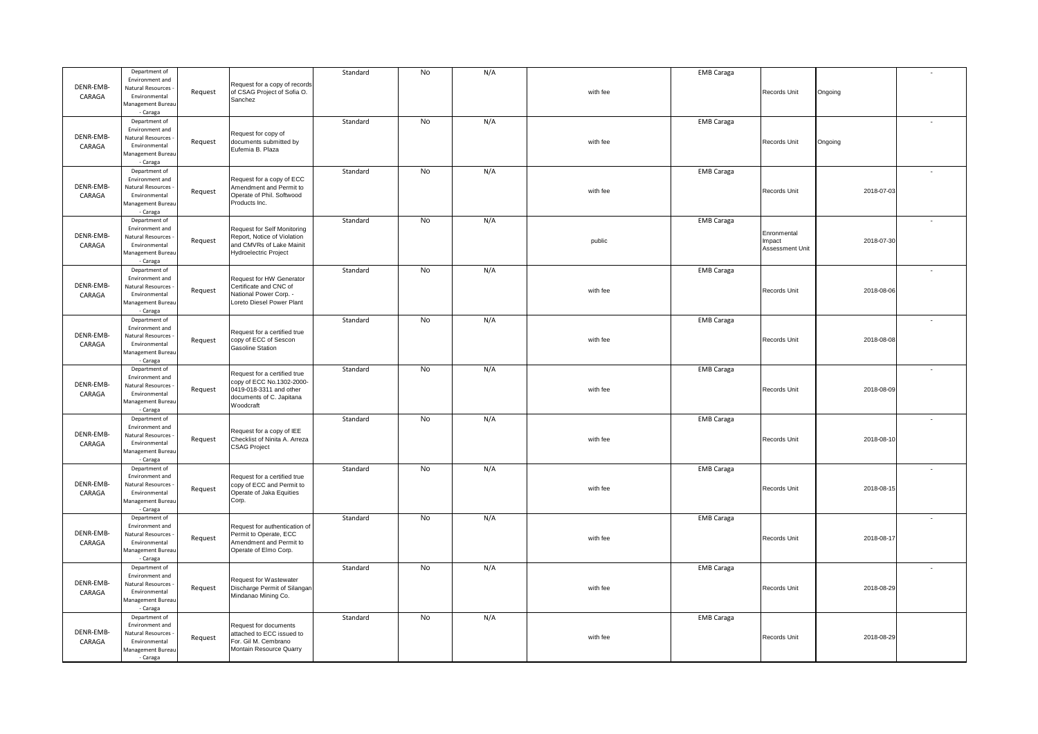| | | | | | | | | | | | |
|---|---|---|---|---|---|---|---|---|---|---|---|
| DENR-EMB-CARAGA | Department of Environment and Natural Resources - Environmental Management Bureau - Caraga | Request | Request for a copy of records of CSAG Project of Sofia O. Sanchez | Standard | No | N/A | with fee | EMB Caraga | Records Unit | Ongoing | - |
| DENR-EMB-CARAGA | Department of Environment and Natural Resources - Environmental Management Bureau - Caraga | Request | Request for copy of documents submitted by Eufemia B. Plaza | Standard | No | N/A | with fee | EMB Caraga | Records Unit | Ongoing | - |
| DENR-EMB-CARAGA | Department of Environment and Natural Resources - Environmental Management Bureau - Caraga | Request | Request for a copy of ECC Amendment and Permit to Operate of Phil. Softwood Products Inc. | Standard | No | N/A | with fee | EMB Caraga | Records Unit | 2018-07-03 | - |
| DENR-EMB-CARAGA | Department of Environment and Natural Resources - Environmental Management Bureau - Caraga | Request | Request for Self Monitoring Report, Notice of Violation and CMVRs of Lake Mainit Hydroelectric Project | Standard | No | N/A | public | EMB Caraga | Enronmental Impact Assessment Unit | 2018-07-30 | - |
| DENR-EMB-CARAGA | Department of Environment and Natural Resources - Environmental Management Bureau - Caraga | Request | Request for HW Generator Certificate and CNC of National Power Corp. - Loreto Diesel Power Plant | Standard | No | N/A | with fee | EMB Caraga | Records Unit | 2018-08-06 | - |
| DENR-EMB-CARAGA | Department of Environment and Natural Resources - Environmental Management Bureau - Caraga | Request | Request for a certified true copy of ECC of Sescon Gasoline Station | Standard | No | N/A | with fee | EMB Caraga | Records Unit | 2018-08-08 | - |
| DENR-EMB-CARAGA | Department of Environment and Natural Resources - Environmental Management Bureau - Caraga | Request | Request for a certified true copy of ECC No.1302-2000-0419-018-3311 and other documents of C. Japitana Woodcraft | Standard | No | N/A | with fee | EMB Caraga | Records Unit | 2018-08-09 | - |
| DENR-EMB-CARAGA | Department of Environment and Natural Resources - Environmental Management Bureau - Caraga | Request | Request for a copy of IEE Checklist of Ninita A. Arreza CSAG Project | Standard | No | N/A | with fee | EMB Caraga | Records Unit | 2018-08-10 | - |
| DENR-EMB-CARAGA | Department of Environment and Natural Resources - Environmental Management Bureau - Caraga | Request | Request for a certified true copy of ECC and Permit to Operate of Jaka Equities Corp. | Standard | No | N/A | with fee | EMB Caraga | Records Unit | 2018-08-15 | - |
| DENR-EMB-CARAGA | Department of Environment and Natural Resources - Environmental Management Bureau - Caraga | Request | Request for authentication of Permit to Operate, ECC Amendment and Permit to Operate of Elmo Corp. | Standard | No | N/A | with fee | EMB Caraga | Records Unit | 2018-08-17 | - |
| DENR-EMB-CARAGA | Department of Environment and Natural Resources - Environmental Management Bureau - Caraga | Request | Request for Wastewater Discharge Permit of Silangan Mindanao Mining Co. | Standard | No | N/A | with fee | EMB Caraga | Records Unit | 2018-08-29 | - |
| DENR-EMB-CARAGA | Department of Environment and Natural Resources - Environmental Management Bureau - Caraga | Request | Request for documents attached to ECC issued to For. Gil M. Cembrano Montain Resource Quarry | Standard | No | N/A | with fee | EMB Caraga | Records Unit | 2018-08-29 | |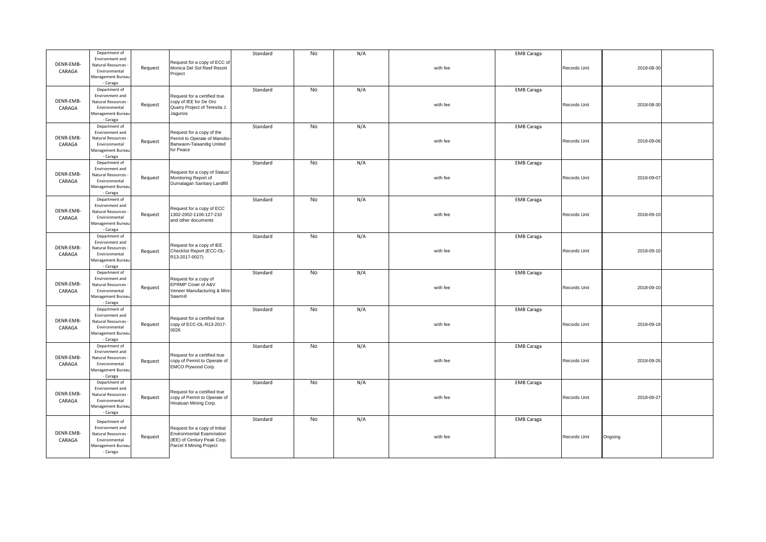| | | | | | | | | | | | |
|---|---|---|---|---|---|---|---|---|---|---|---|
| DENR-EMB-CARAGA | Department of Environment and Natural Resources - Environmental Management Bureau - Caraga | Request | Request for a copy of ECC of Monica Del Sol Reef Resort Project | Standard | No | N/A | with fee | EMB Caraga | Records Unit | 2018-08-30 | |
| DENR-EMB-CARAGA | Department of Environment and Natural Resources - Environmental Management Bureau - Caraga | Request | Request for a certified true copy of IEE for De Oro Quarry Project of Teresita J. Jagunos | Standard | No | N/A | with fee | EMB Caraga | Records Unit | 2018-08-30 | |
| DENR-EMB-CARAGA | Department of Environment and Natural Resources - Environmental Management Bureau - Caraga | Request | Request for a copy of the Permit to Operate of Manobo-Banwaon-Talaandig United for Peace | Standard | No | N/A | with fee | EMB Caraga | Records Unit | 2018-09-06 | |
| DENR-EMB-CARAGA | Department of Environment and Natural Resources - Environmental Management Bureau - Caraga | Request | Request for a copy of Status/ Monitoring Report of Dumalagan Sanitary Landfill | Standard | No | N/A | with fee | EMB Caraga | Records Unit | 2018-09-07 | |
| DENR-EMB-CARAGA | Department of Environment and Natural Resources - Environmental Management Bureau - Caraga | Request | Request for a copy of ECC 1302-2002-1106-127-210 and other documents | Standard | No | N/A | with fee | EMB Caraga | Records Unit | 2018-09-10 | |
| DENR-EMB-CARAGA | Department of Environment and Natural Resources - Environmental Management Bureau - Caraga | Request | Request for a copy of IEE Checklist Report (ECC-OL-R13-2017-0027) | Standard | No | N/A | with fee | EMB Caraga | Records Unit | 2018-09-10 | |
| DENR-EMB-CARAGA | Department of Environment and Natural Resources - Environmental Management Bureau - Caraga | Request | Request for a copy of EPRMP Cover of A&V Veneer Manufacturing & Mini-Sawmill | Standard | No | N/A | with fee | EMB Caraga | Records Unit | 2018-09-10 | |
| DENR-EMB-CARAGA | Department of Environment and Natural Resources - Environmental Management Bureau - Caraga | Request | Request for a certified true copy of ECC-OL-R13-2017-0026 | Standard | No | N/A | with fee | EMB Caraga | Records Unit | 2018-09-18 | |
| DENR-EMB-CARAGA | Department of Environment and Natural Resources - Environmental Management Bureau - Caraga | Request | Request for a certified true copy of Permit to Operate of EMCO Plywood Corp. | Standard | No | N/A | with fee | EMB Caraga | Records Unit | 2018-09-26 | |
| DENR-EMB-CARAGA | Department of Environment and Natural Resources - Environmental Management Bureau - Caraga | Request | Request for a certified true copy of Permit to Operate of Hinatuan Mining Corp. | Standard | No | N/A | with fee | EMB Caraga | Records Unit | 2018-09-27 | |
| DENR-EMB-CARAGA | Department of Environment and Natural Resources - Environmental Management Bureau - Caraga | Request | Request for a copy of Initial Environmental Examination (IEE) of Century Peak Corp. Parcel II Mining Project | Standard | No | N/A | with fee | EMB Caraga | Records Unit | Ongoing | |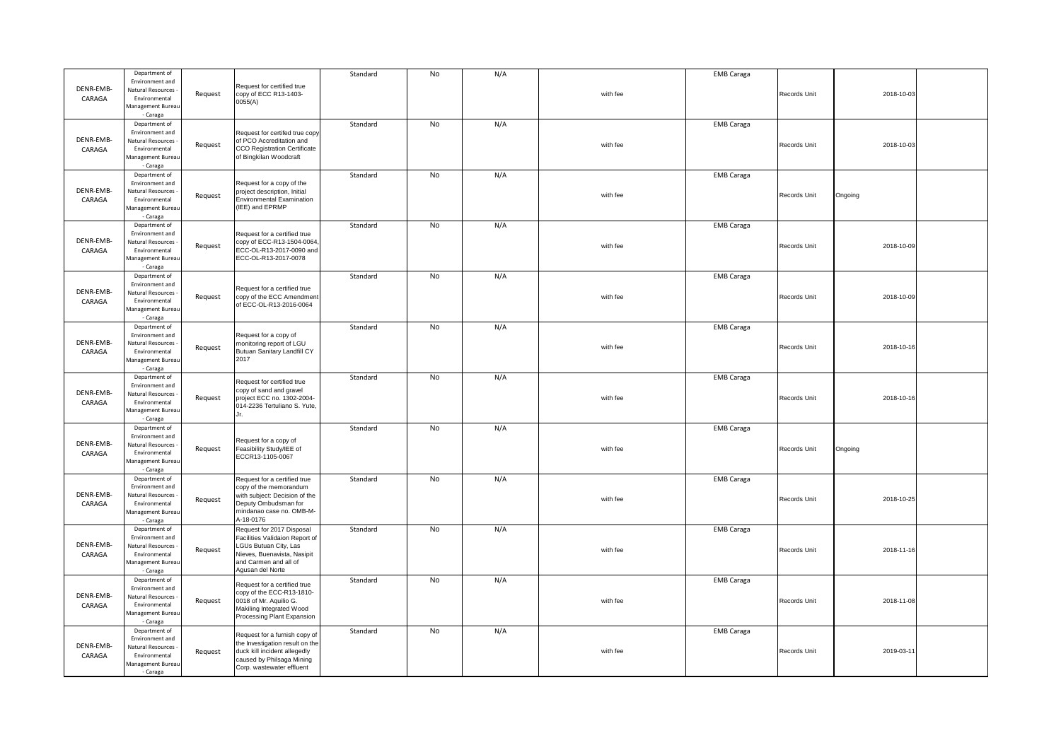| | | | | | | | | | | | |
|---|---|---|---|---|---|---|---|---|---|---|---|
| DENR-EMB-CARAGA | Department of Environment and Natural Resources - Environmental Management Bureau - Caraga | Request | Request for certified true copy of ECC R13-1403-0055(A) | Standard | No | N/A | with fee | EMB Caraga | Records Unit | 2018-10-03 | |
| DENR-EMB-CARAGA | Department of Environment and Natural Resources - Environmental Management Bureau - Caraga | Request | Request for certifed true copy of PCO Accreditation and CCO Registration Certificate of Bingkilan Woodcraft | Standard | No | N/A | with fee | EMB Caraga | Records Unit | 2018-10-03 | |
| DENR-EMB-CARAGA | Department of Environment and Natural Resources - Environmental Management Bureau - Caraga | Request | Request for a copy of the project description, Initial Environmental Examination (IEE) and EPRMP | Standard | No | N/A | with fee | EMB Caraga | Records Unit | Ongoing | |
| DENR-EMB-CARAGA | Department of Environment and Natural Resources - Environmental Management Bureau - Caraga | Request | Request for a certified true copy of ECC-R13-1504-0064, ECC-OL-R13-2017-0090 and ECC-OL-R13-2017-0078 | Standard | No | N/A | with fee | EMB Caraga | Records Unit | 2018-10-09 | |
| DENR-EMB-CARAGA | Department of Environment and Natural Resources - Environmental Management Bureau - Caraga | Request | Request for a certified true copy of the ECC Amendment of ECC-OL-R13-2016-0064 | Standard | No | N/A | with fee | EMB Caraga | Records Unit | 2018-10-09 | |
| DENR-EMB-CARAGA | Department of Environment and Natural Resources - Environmental Management Bureau - Caraga | Request | Request for a copy of monitoring report of LGU Butuan Sanitary Landfill CY 2017 | Standard | No | N/A | with fee | EMB Caraga | Records Unit | 2018-10-16 | |
| DENR-EMB-CARAGA | Department of Environment and Natural Resources - Environmental Management Bureau - Caraga | Request | Request for certified true copy of sand and gravel project ECC no. 1302-2004-014-2236 Tertuliano S. Yute, Jr. | Standard | No | N/A | with fee | EMB Caraga | Records Unit | 2018-10-16 | |
| DENR-EMB-CARAGA | Department of Environment and Natural Resources - Environmental Management Bureau - Caraga | Request | Request for a copy of Feasibility Study/IEE of ECCR13-1105-0067 | Standard | No | N/A | with fee | EMB Caraga | Records Unit | Ongoing | |
| DENR-EMB-CARAGA | Department of Environment and Natural Resources - Environmental Management Bureau - Caraga | Request | Request for a certified true copy of the memorandum with subject: Decision of the Deputy Ombudsman for mindanao case no. OMB-M-A-18-0176 | Standard | No | N/A | with fee | EMB Caraga | Records Unit | 2018-10-25 | |
| DENR-EMB-CARAGA | Department of Environment and Natural Resources - Environmental Management Bureau - Caraga | Request | Request for 2017 Disposal Facilities Validaion Report of LGUs Butuan City, Las Nieves, Buenavista, Nasipit and Carmen and all of Agusan del Norte | Standard | No | N/A | with fee | EMB Caraga | Records Unit | 2018-11-16 | |
| DENR-EMB-CARAGA | Department of Environment and Natural Resources - Environmental Management Bureau - Caraga | Request | Request for a certified true copy of the ECC-R13-1810-0018 of Mr. Aquilio G. Makiling Integrated Wood Processing Plant Expansion | Standard | No | N/A | with fee | EMB Caraga | Records Unit | 2018-11-08 | |
| DENR-EMB-CARAGA | Department of Environment and Natural Resources - Environmental Management Bureau - Caraga | Request | Request for a furnish copy of the Investigation result on the duck kill incident allegedly caused by Philsaga Mining Corp. wastewater effluent | Standard | No | N/A | with fee | EMB Caraga | Records Unit | 2019-03-11 | |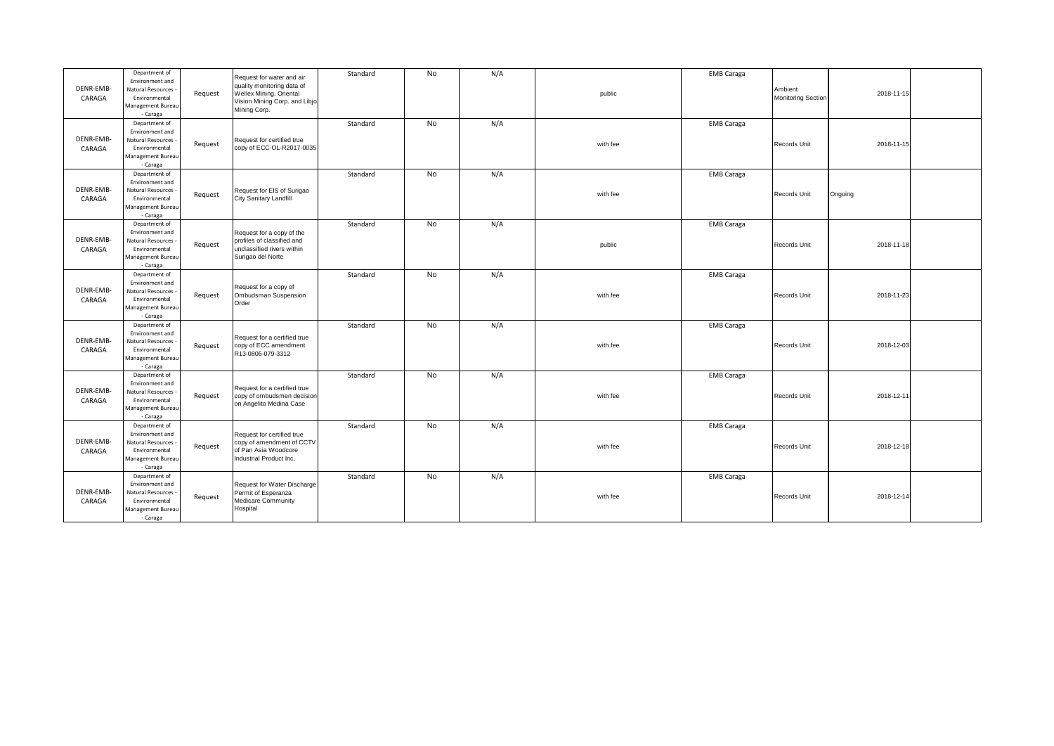| | | | | | | | | | | | | |
|---|---|---|---|---|---|---|---|---|---|---|---|---|
| DENR-EMB-CARAGA | Department of Environment and Natural Resources - Environmental Management Bureau - Caraga | Request | Request for water and air quality monitoring data of Wellex Mining, Oriental Vision Mining Corp. and Libjo Mining Corp. | Standard | No | N/A | public | EMB Caraga | Ambient Monitoring Section | 2018-11-15 | |
| DENR-EMB-CARAGA | Department of Environment and Natural Resources - Environmental Management Bureau - Caraga | Request | Request for certified true copy of ECC-OL-R2017-0035 | Standard | No | N/A | with fee | EMB Caraga | Records Unit | 2018-11-15 | |
| DENR-EMB-CARAGA | Department of Environment and Natural Resources - Environmental Management Bureau - Caraga | Request | Request for EIS of Surigao City Sanitary Landfill | Standard | No | N/A | with fee | EMB Caraga | Records Unit | Ongoing | |
| DENR-EMB-CARAGA | Department of Environment and Natural Resources - Environmental Management Bureau - Caraga | Request | Request for a copy of the profiles of classified and unclassified rivers within Surigao del Norte | Standard | No | N/A | public | EMB Caraga | Records Unit | 2018-11-18 | |
| DENR-EMB-CARAGA | Department of Environment and Natural Resources - Environmental Management Bureau - Caraga | Request | Request for a copy of Ombudsman Suspension Order | Standard | No | N/A | with fee | EMB Caraga | Records Unit | 2018-11-23 | |
| DENR-EMB-CARAGA | Department of Environment and Natural Resources - Environmental Management Bureau - Caraga | Request | Request for a certified true copy of ECC amendment R13-0806-079-3312 | Standard | No | N/A | with fee | EMB Caraga | Records Unit | 2018-12-03 | |
| DENR-EMB-CARAGA | Department of Environment and Natural Resources - Environmental Management Bureau - Caraga | Request | Request for a certified true copy of ombudsmen decision on Angelito Medina Case | Standard | No | N/A | with fee | EMB Caraga | Records Unit | 2018-12-11 | |
| DENR-EMB-CARAGA | Department of Environment and Natural Resources - Environmental Management Bureau - Caraga | Request | Request for certified true copy of amendment of CCTV of Pan Asia Woodcore Industrial Product Inc. | Standard | No | N/A | with fee | EMB Caraga | Records Unit | 2018-12-18 | |
| DENR-EMB-CARAGA | Department of Environment and Natural Resources - Environmental Management Bureau - Caraga | Request | Request for Water Discharge Permit of Esperanza Medicare Community Hospital | Standard | No | N/A | with fee | EMB Caraga | Records Unit | 2018-12-14 | |